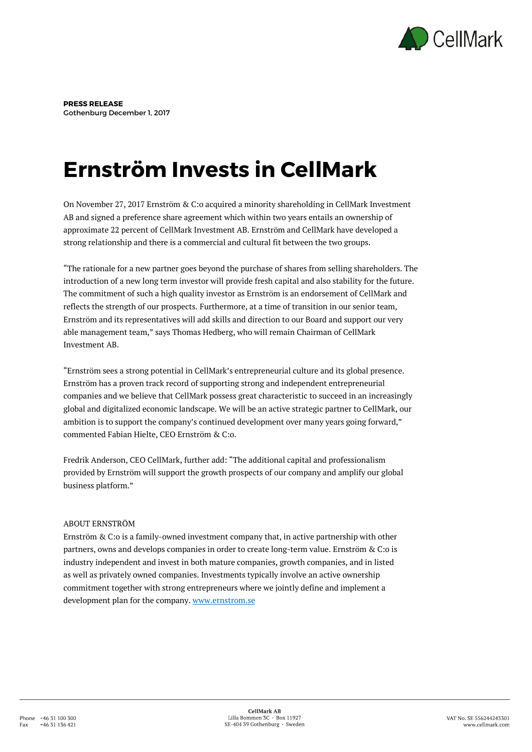**PRESS RELEASE**
Gothenburg December 1, 2017

# Ernström Invests in CellMark

On November 27, 2017 Ernström & C:o acquired a minority shareholding in CellMark Investment AB and signed a preference share agreement which within two years entails an ownership of approximate 22 percent of CellMark Investment AB. Ernström and CellMark have developed a strong relationship and there is a commercial and cultural fit between the two groups.

"The rationale for a new partner goes beyond the purchase of shares from selling shareholders. The introduction of a new long term investor will provide fresh capital and also stability for the future. The commitment of such a high quality investor as Ernström is an endorsement of CellMark and reflects the strength of our prospects. Furthermore, at a time of transition in our senior team, Ernström and its representatives will add skills and direction to our Board and support our very able management team," says Thomas Hedberg, who will remain Chairman of CellMark Investment AB.

"Ernström sees a strong potential in CellMark's entrepreneurial culture and its global presence. Ernström has a proven track record of supporting strong and independent entrepreneurial companies and we believe that CellMark possess great characteristic to succeed in an increasingly global and digitalized economic landscape. We will be an active strategic partner to CellMark, our ambition is to support the company's continued development over many years going forward," commented Fabian Hielte, CEO Ernström & C:o.

Fredrik Anderson, CEO CellMark, further add: "The additional capital and professionalism provided by Ernström will support the growth prospects of our company and amplify our global business platform."

ABOUT ERNSTRÖM

Ernström & C:o is a family-owned investment company that, in active partnership with other partners, owns and develops companies in order to create long-term value. Ernström & C:o is industry independent and invest in both mature companies, growth companies, and in listed as well as privately owned companies. Investments typically involve an active ownership commitment together with strong entrepreneurs where we jointly define and implement a development plan for the company. www.ernstrom.se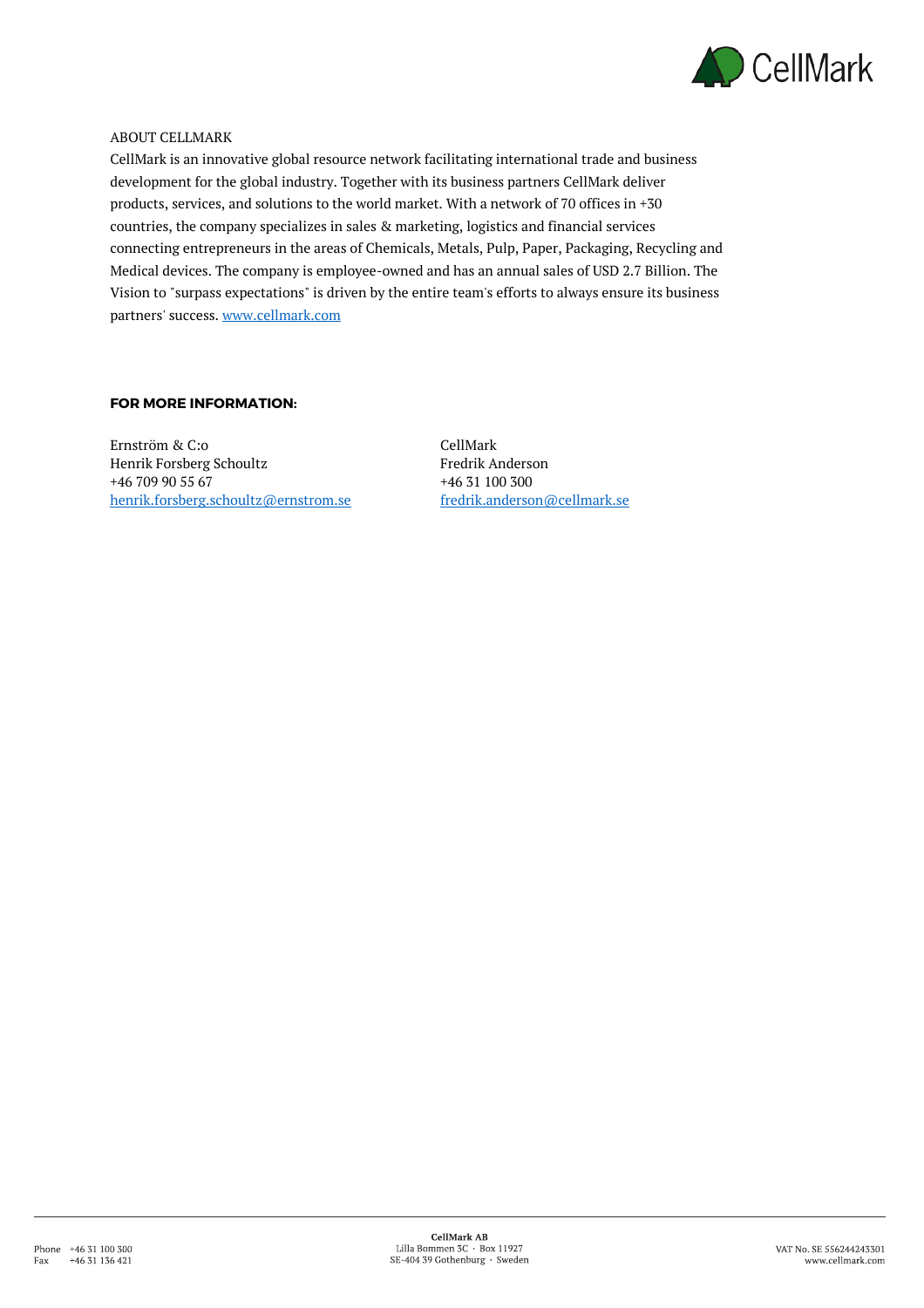ABOUT CELLMARK

CellMark is an innovative global resource network facilitating international trade and business development for the global industry. Together with its business partners CellMark deliver products, services, and solutions to the world market. With a network of 70 offices in +30 countries, the company specializes in sales & marketing, logistics and financial services connecting entrepreneurs in the areas of Chemicals, Metals, Pulp, Paper, Packaging, Recycling and Medical devices. The company is employee-owned and has an annual sales of USD 2.7 Billion. The Vision to "surpass expectations" is driven by the entire team's efforts to always ensure its business partners' success. www.cellmark.com

**FOR MORE INFORMATION:**

Ernström & C:o
Henrik Forsberg Schoultz
+46 709 90 55 67
henrik.forsberg.schoultz@ernstrom.se

CellMark
Fredrik Anderson
+46 31 100 300
fredrik.anderson@cellmark.se